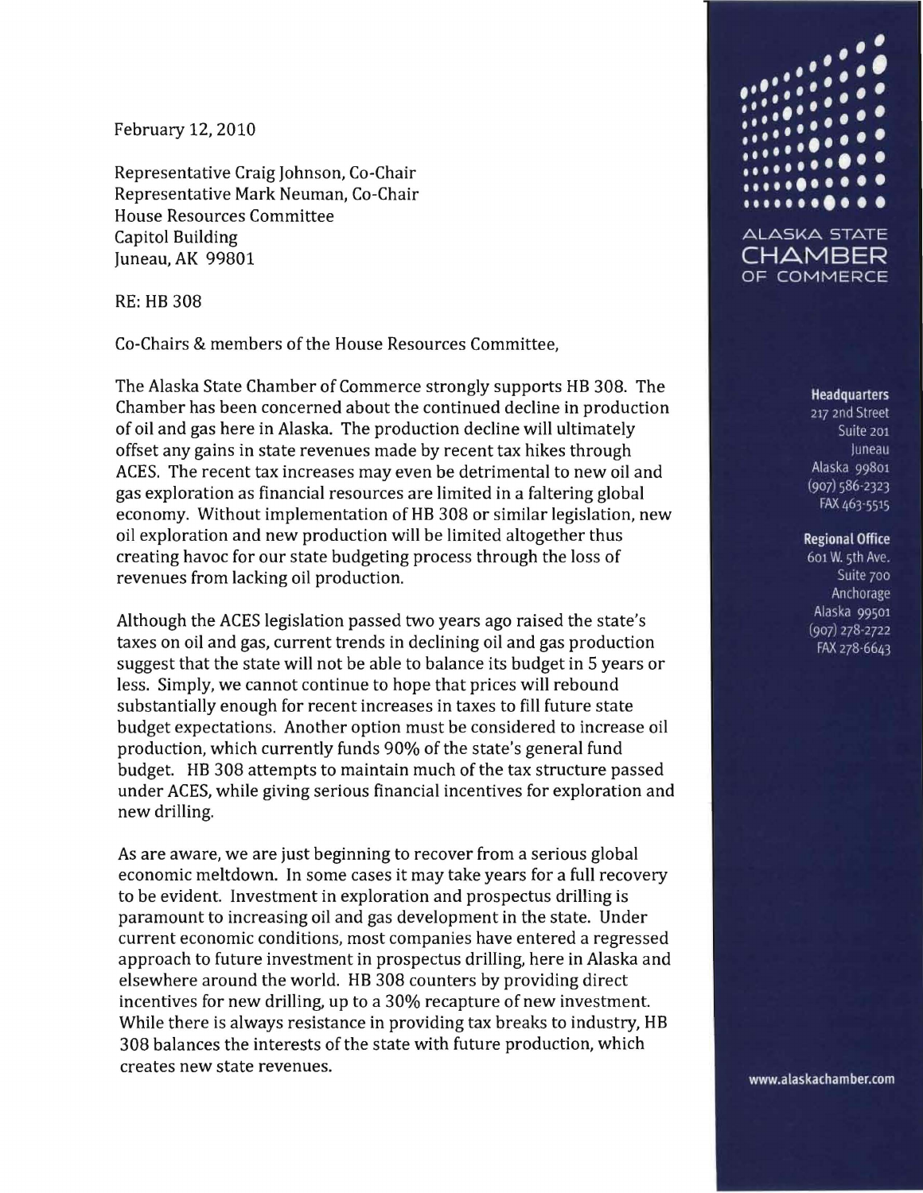February 12, 2010

Representative Craig Johnson, Co-Chair
Representative Mark Neuman, Co-Chair
House Resources Committee
Capitol Building
Juneau, AK 99801

RE: HB 308

Co-Chairs & members of the House Resources Committee,

The Alaska State Chamber of Commerce strongly supports HB 308. The Chamber has been concerned about the continued decline in production of oil and gas here in Alaska. The production decline will ultimately offset any gains in state revenues made by recent tax hikes through ACES. The recent tax increases may even be detrimental to new oil and gas exploration as financial resources are limited in a faltering global economy. Without implementation of HB 308 or similar legislation, new oil exploration and new production will be limited altogether thus creating havoc for our state budgeting process through the loss of revenues from lacking oil production.

Although the ACES legislation passed two years ago raised the state's taxes on oil and gas, current trends in declining oil and gas production suggest that the state will not be able to balance its budget in 5 years or less. Simply, we cannot continue to hope that prices will rebound substantially enough for recent increases in taxes to fill future state budget expectations. Another option must be considered to increase oil production, which currently funds 90% of the state's general fund budget. HB 308 attempts to maintain much of the tax structure passed under ACES, while giving serious financial incentives for exploration and new drilling.

As are aware, we are just beginning to recover from a serious global economic meltdown. In some cases it may take years for a full recovery to be evident. Investment in exploration and prospectus drilling is paramount to increasing oil and gas development in the state. Under current economic conditions, most companies have entered a regressed approach to future investment in prospectus drilling, here in Alaska and elsewhere around the world. HB 308 counters by providing direct incentives for new drilling, up to a 30% recapture of new investment. While there is always resistance in providing tax breaks to industry, HB 308 balances the interests of the state with future production, which creates new state revenues.

ALASKA STATE
CHAMBER
OF COMMERCE

**Headquarters**
217 2nd Street
Suite 201
Juneau
Alaska 99801
(907) 586-2323
FAX 463-5515

**Regional Office**
601 W. 5th Ave.
Suite 700
Anchorage
Alaska 99501
(907) 278-2722
FAX 278-6643

www.alaskachamber.com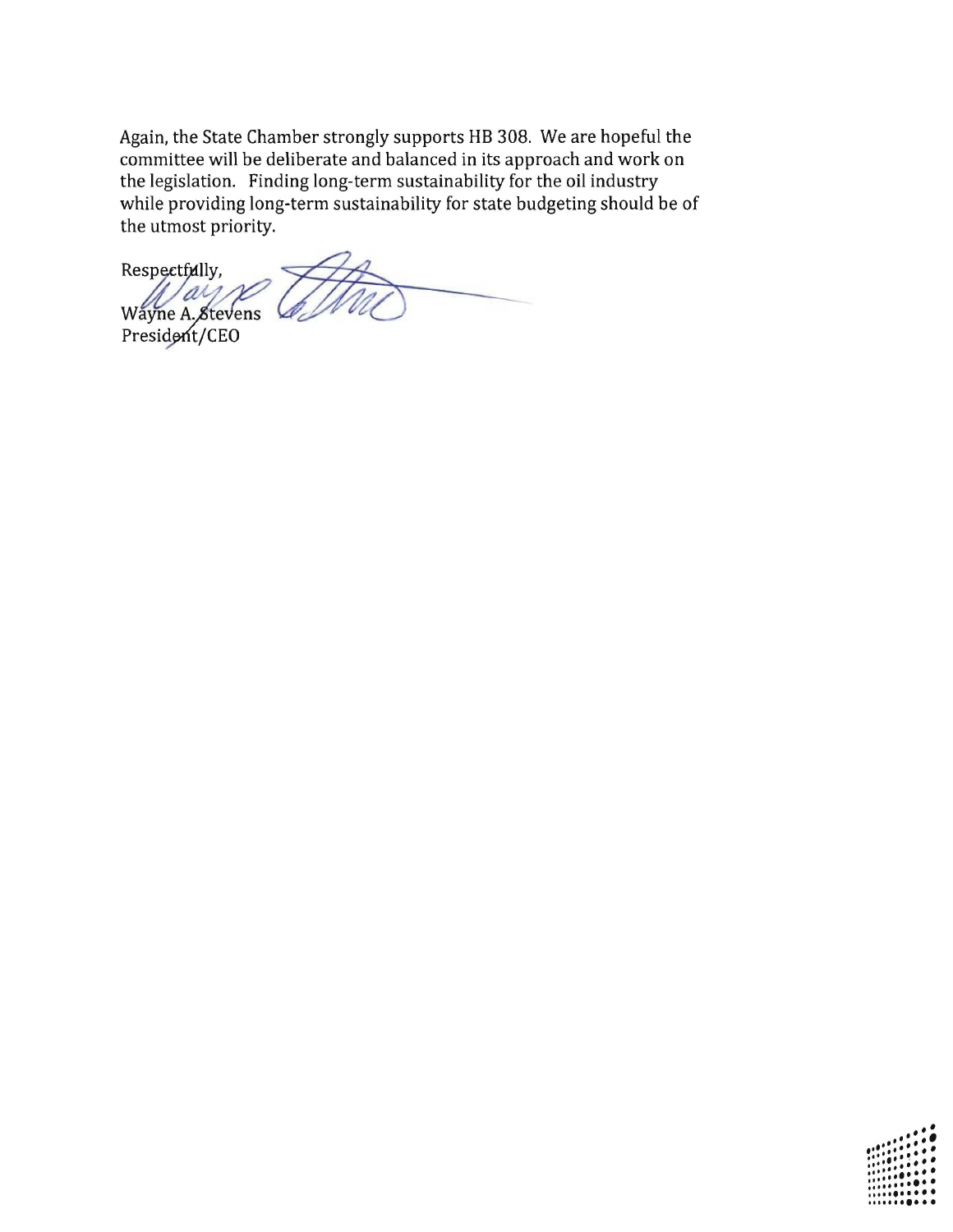Again, the State Chamber strongly supports HB 308. We are hopeful the committee will be deliberate and balanced in its approach and work on the legislation. Finding long-term sustainability for the oil industry while providing long-term sustainability for state budgeting should be of the utmost priority.

Respectfully,

Wayne A. Stevens
President/CEO